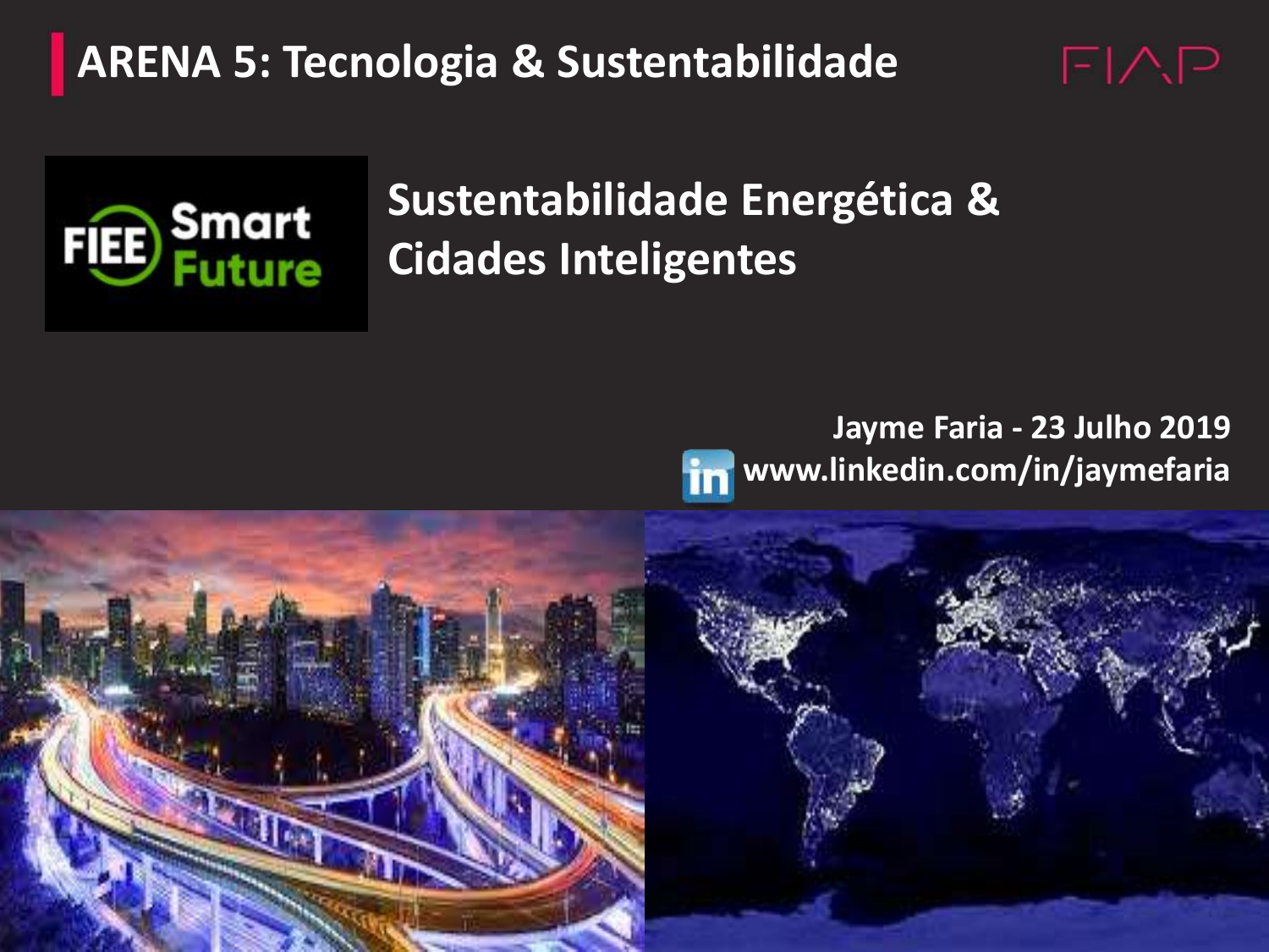# ARENA 5: Tecnologia & Sustentabilidade

FIAP

FIEE Smart Future

## Sustentabilidade Energética & Cidades Inteligentes

Jayme Faria - 23 Julho 2019
www.linkedin.com/in/jaymefaria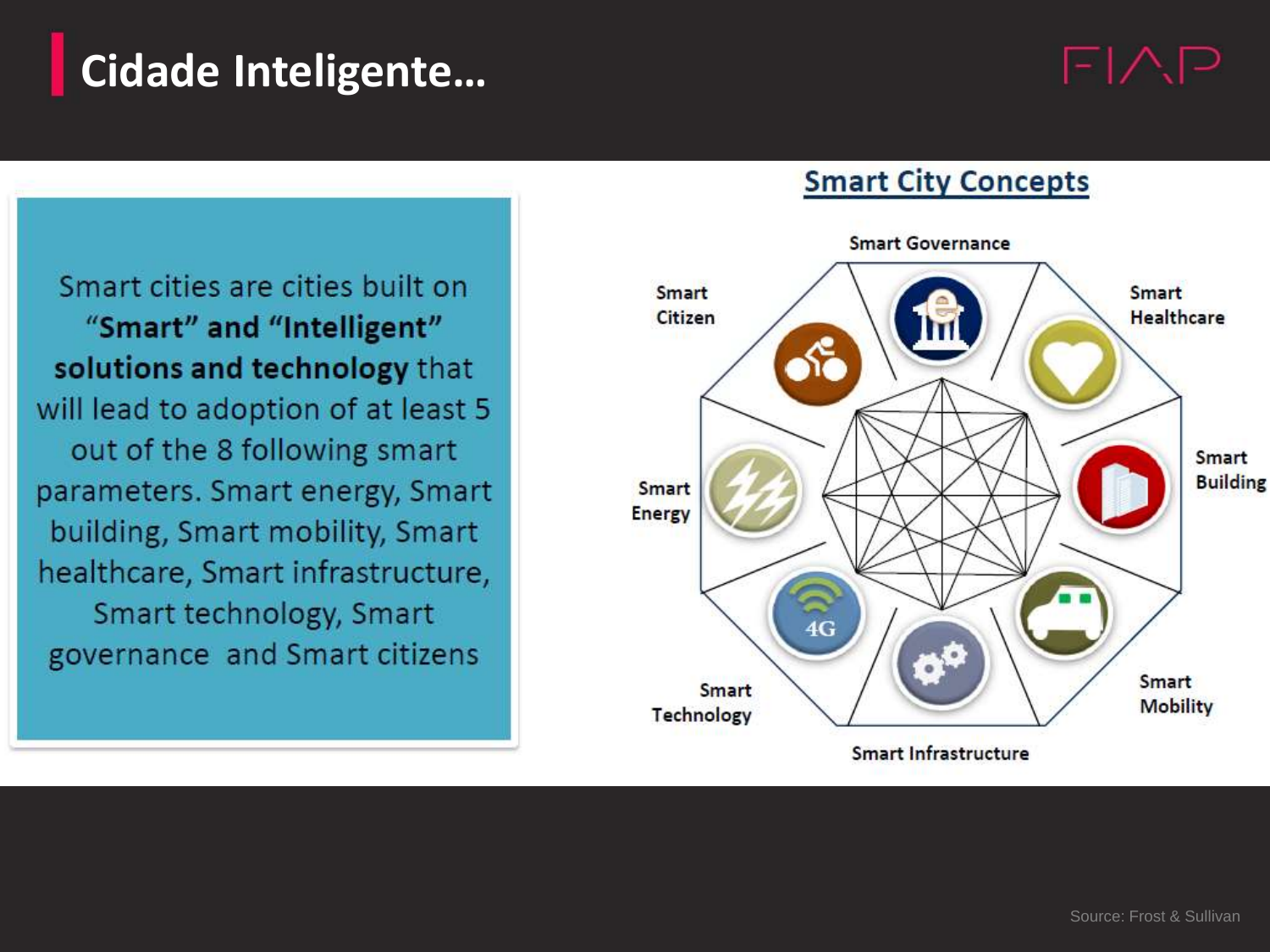# Cidade Inteligente…

Smart cities are cities built on **“Smart” and “Intelligent” solutions and technology** that will lead to adoption of at least 5 out of the 8 following smart parameters. Smart energy, Smart building, Smart mobility, Smart healthcare, Smart infrastructure, Smart technology, Smart governance and Smart citizens

## Smart City Concepts

- Smart Governance
- Smart Healthcare
- Smart Building
- Smart Mobility
- Smart Infrastructure
- Smart Technology
- Smart Energy
- Smart Citizen

Source: Frost & Sullivan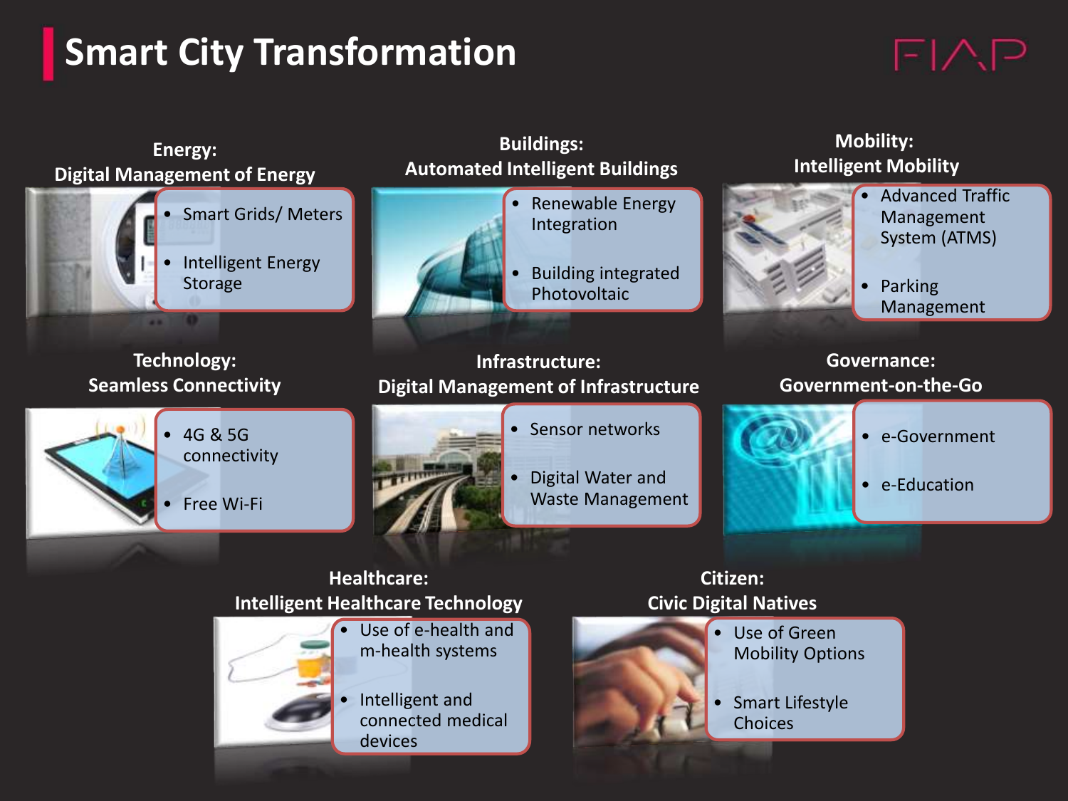# Smart City Transformation

FIAP

### Energy: Digital Management of Energy

- Smart Grids/ Meters
- Intelligent Energy Storage

### Buildings: Automated Intelligent Buildings

- Renewable Energy Integration
- Building integrated Photovoltaic

### Mobility: Intelligent Mobility

- Advanced Traffic Management System (ATMS)
- Parking Management

### Technology: Seamless Connectivity

- 4G & 5G connectivity
- Free Wi-Fi

### Infrastructure: Digital Management of Infrastructure

- Sensor networks
- Digital Water and Waste Management

### Governance: Government-on-the-Go

- e-Government
- e-Education

### Healthcare: Intelligent Healthcare Technology

- Use of e-health and m-health systems
- Intelligent and connected medical devices

### Citizen: Civic Digital Natives

- Use of Green Mobility Options
- Smart Lifestyle Choices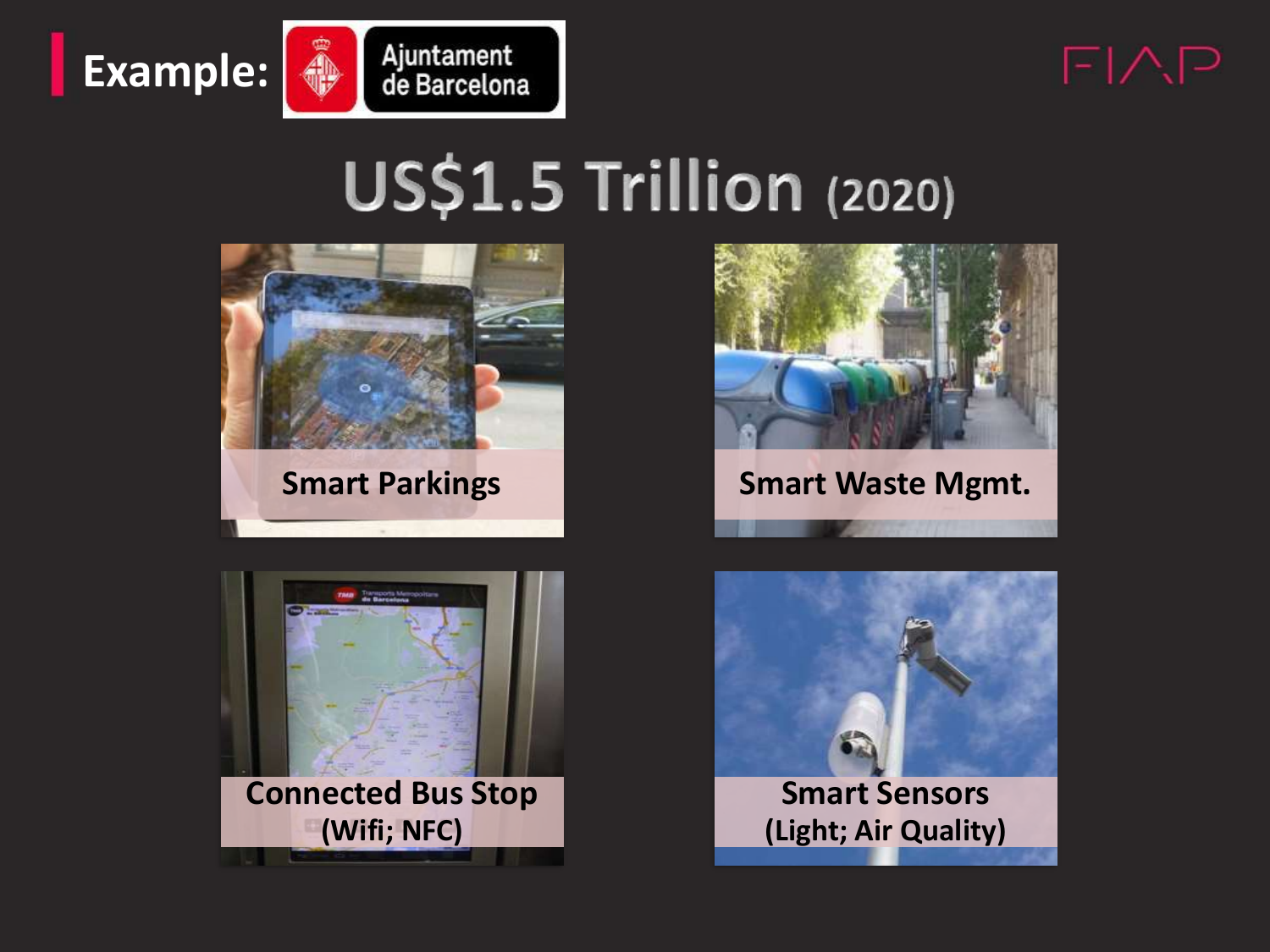# Example: Ajuntament de Barcelona

FIAP

## US$1.5 Trillion (2020)

**Smart Parkings**

**Smart Waste Mgmt.**

**Connected Bus Stop (Wifi; NFC)**

**Smart Sensors (Light; Air Quality)**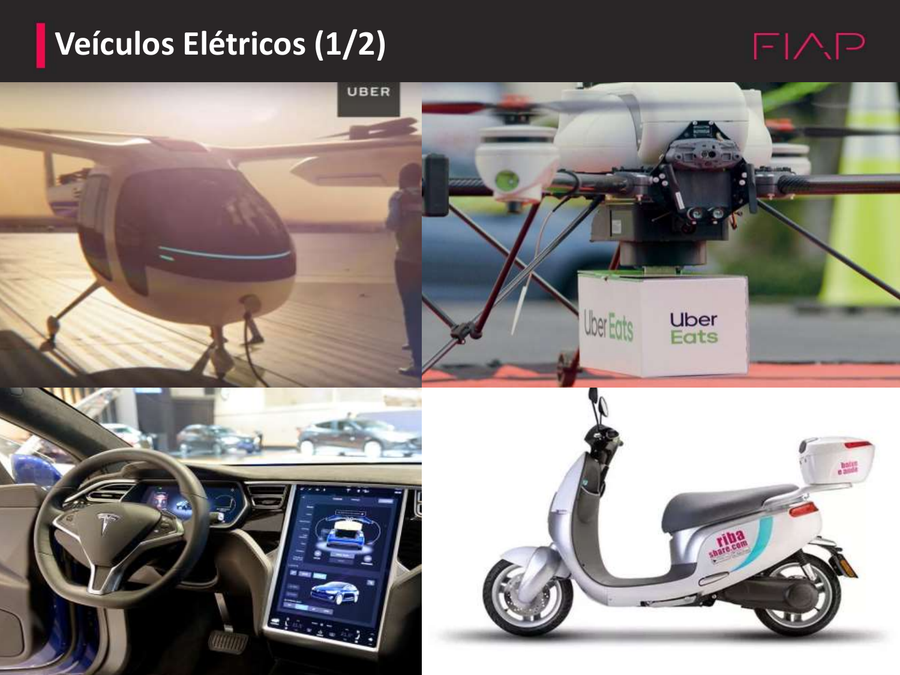# Veículos Elétricos (1/2)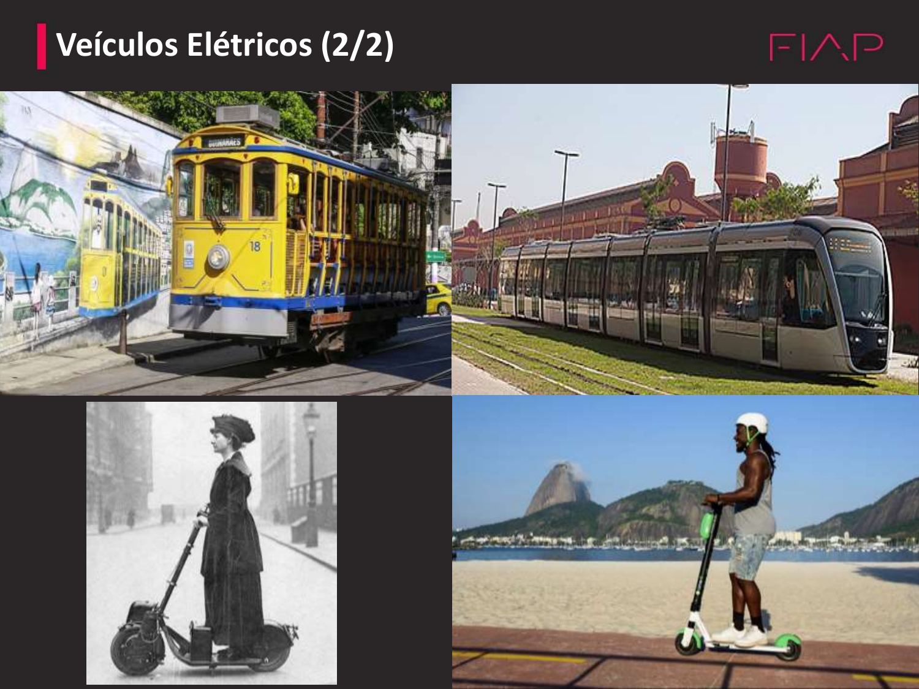# Veículos Elétricos (2/2)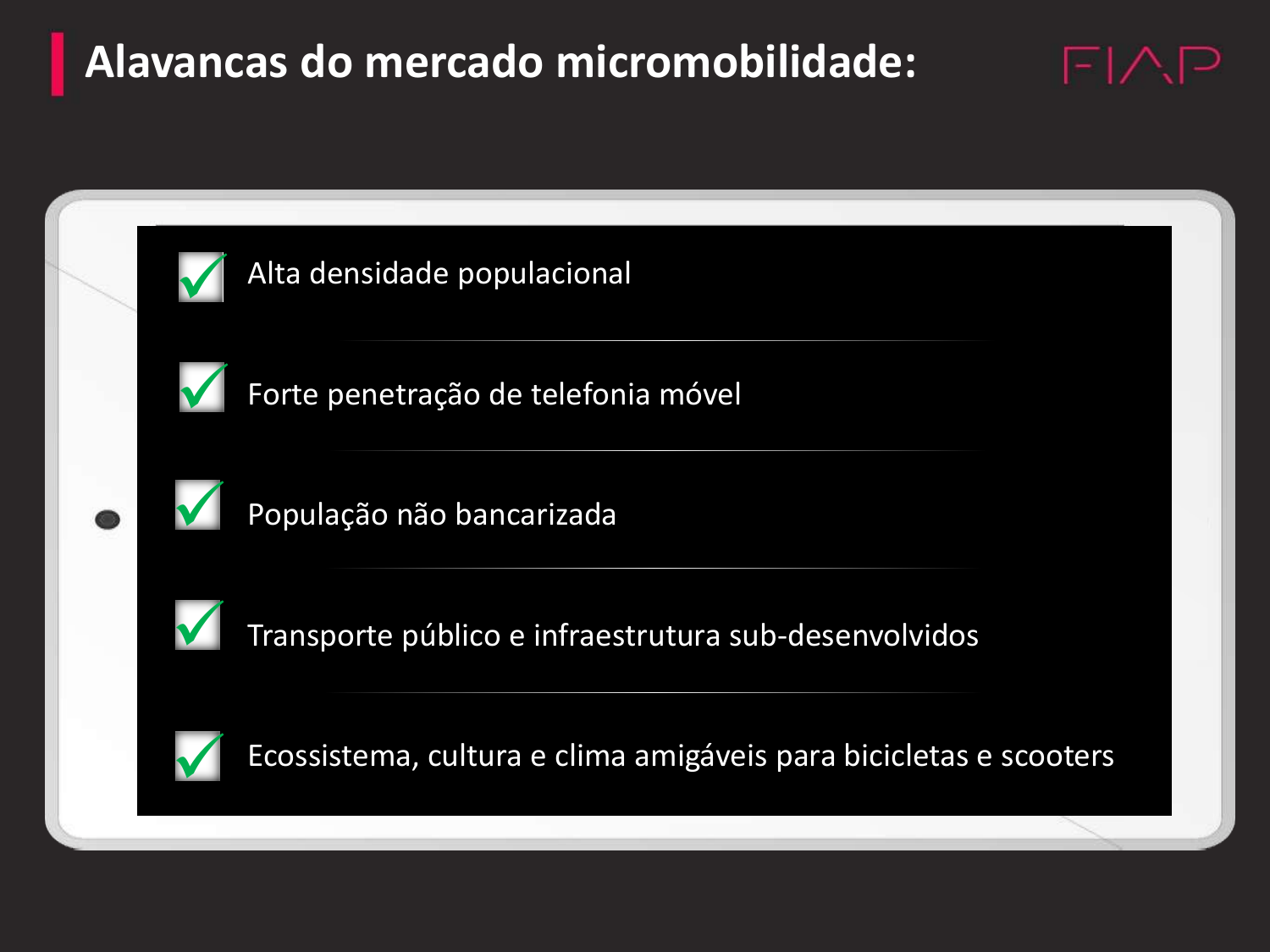# Alavancas do mercado micromobilidade:

- ✓ Alta densidade populacional
- ✓ Forte penetração de telefonia móvel
- ✓ População não bancarizada
- ✓ Transporte público e infraestrutura sub-desenvolvidos
- ✓ Ecossistema, cultura e clima amigáveis para bicicletas e scooters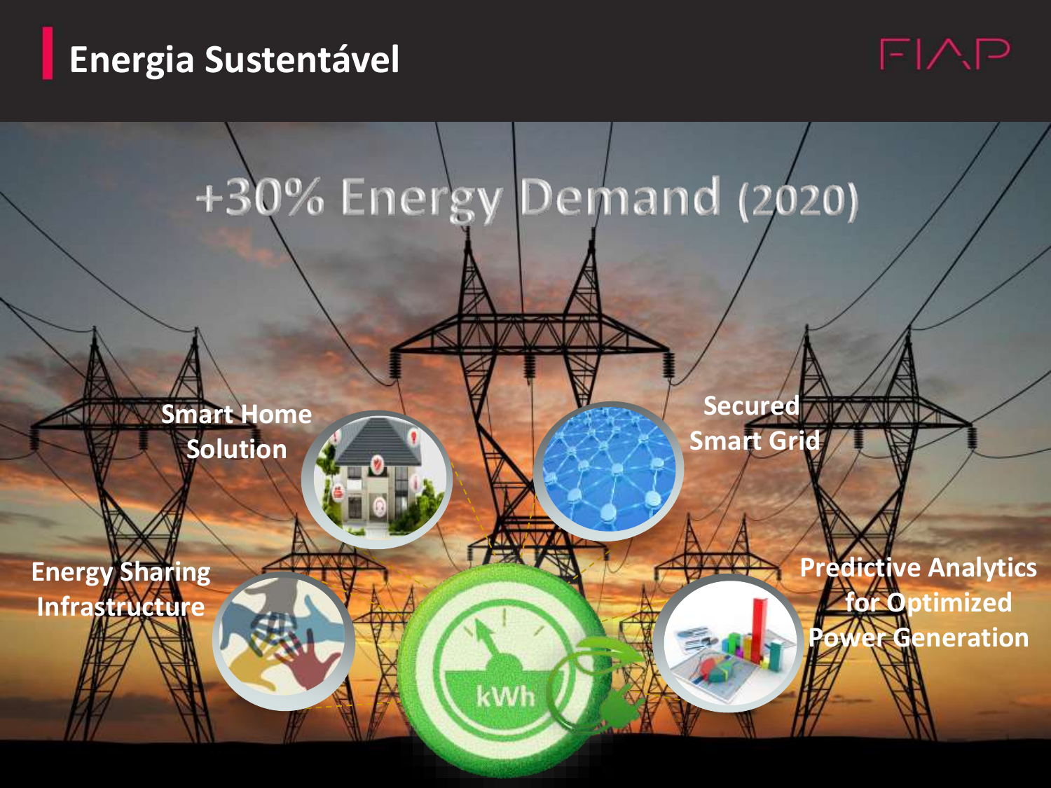# Energia Sustentável

+30% Energy Demand (2020)

Smart Home Solution

Secured Smart Grid

Energy Sharing Infrastructure

Predictive Analytics for Optimized Power Generation

kWh